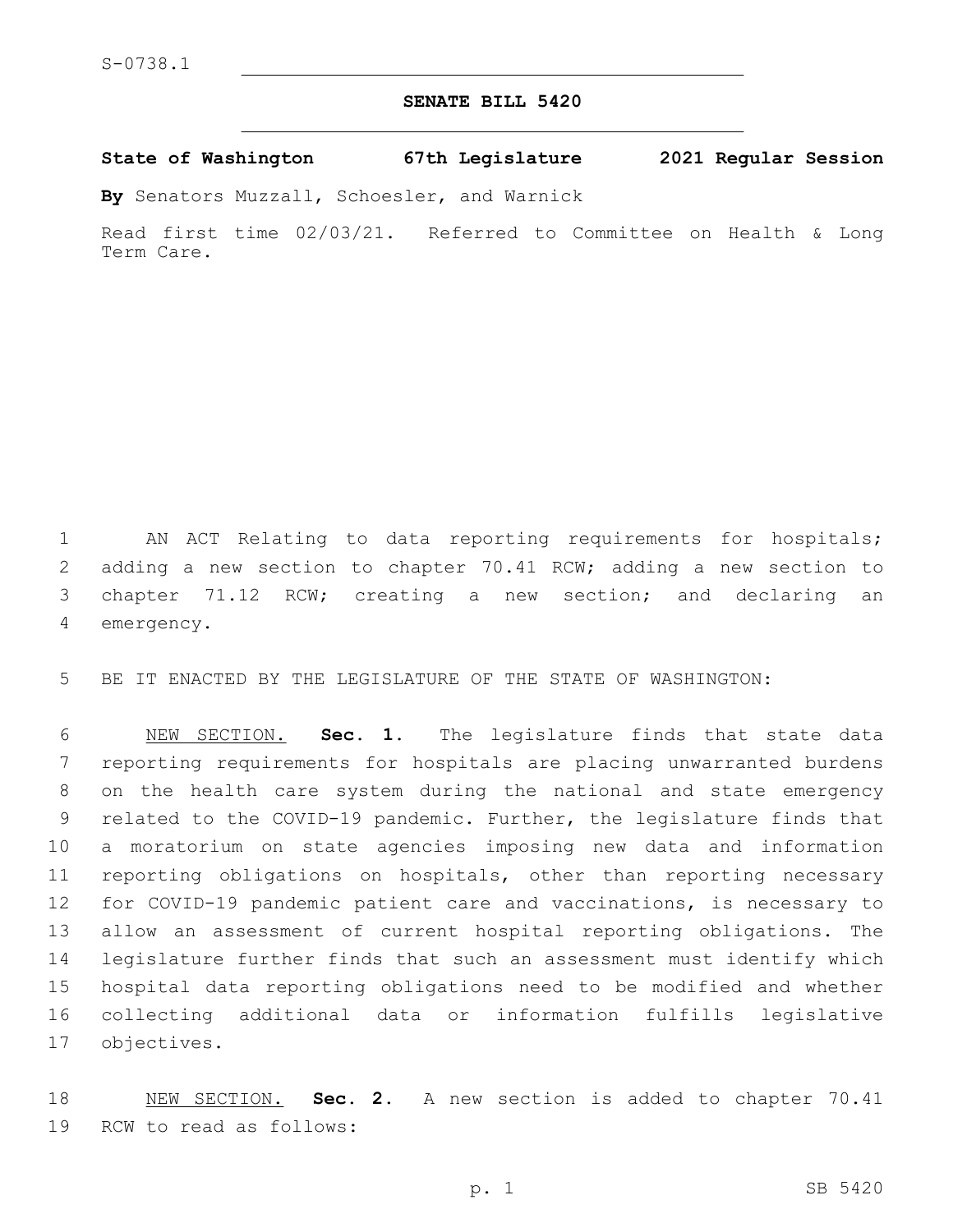S-0738.1

# SENATE BILL 5420

**State of Washington 67th Legislature 2021 Regular Session**

**By** Senators Muzzall, Schoesler, and Warnick

Read first time 02/03/21. Referred to Committee on Health & Long Term Care.

AN ACT Relating to data reporting requirements for hospitals; adding a new section to chapter 70.41 RCW; adding a new section to chapter 71.12 RCW; creating a new section; and declaring an emergency.

BE IT ENACTED BY THE LEGISLATURE OF THE STATE OF WASHINGTON:

NEW SECTION. **Sec. 1.** The legislature finds that state data reporting requirements for hospitals are placing unwarranted burdens on the health care system during the national and state emergency related to the COVID-19 pandemic. Further, the legislature finds that a moratorium on state agencies imposing new data and information reporting obligations on hospitals, other than reporting necessary for COVID-19 pandemic patient care and vaccinations, is necessary to allow an assessment of current hospital reporting obligations. The legislature further finds that such an assessment must identify which hospital data reporting obligations need to be modified and whether collecting additional data or information fulfills legislative objectives.

NEW SECTION. **Sec. 2.** A new section is added to chapter 70.41 RCW to read as follows: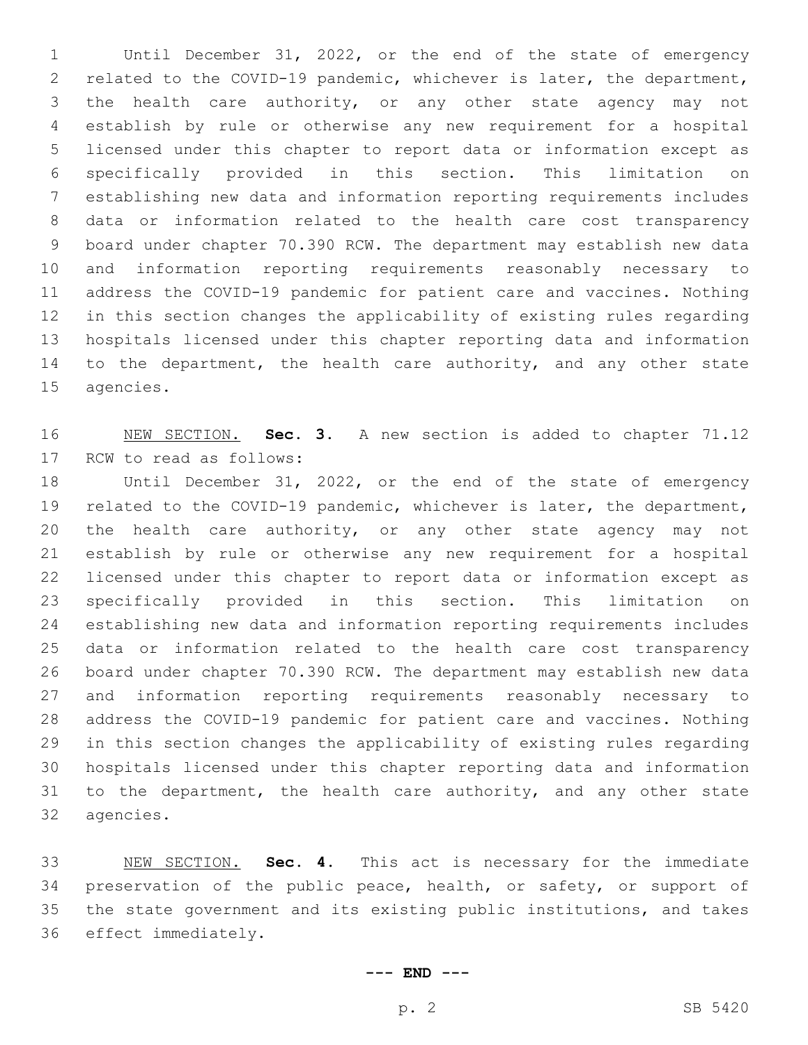Until December 31, 2022, or the end of the state of emergency related to the COVID-19 pandemic, whichever is later, the department, the health care authority, or any other state agency may not establish by rule or otherwise any new requirement for a hospital licensed under this chapter to report data or information except as specifically provided in this section. This limitation on establishing new data and information reporting requirements includes data or information related to the health care cost transparency board under chapter 70.390 RCW. The department may establish new data and information reporting requirements reasonably necessary to address the COVID-19 pandemic for patient care and vaccines. Nothing in this section changes the applicability of existing rules regarding hospitals licensed under this chapter reporting data and information to the department, the health care authority, and any other state agencies.

NEW SECTION. **Sec. 3.** A new section is added to chapter 71.12 RCW to read as follows:

Until December 31, 2022, or the end of the state of emergency related to the COVID-19 pandemic, whichever is later, the department, the health care authority, or any other state agency may not establish by rule or otherwise any new requirement for a hospital licensed under this chapter to report data or information except as specifically provided in this section. This limitation on establishing new data and information reporting requirements includes data or information related to the health care cost transparency board under chapter 70.390 RCW. The department may establish new data and information reporting requirements reasonably necessary to address the COVID-19 pandemic for patient care and vaccines. Nothing in this section changes the applicability of existing rules regarding hospitals licensed under this chapter reporting data and information to the department, the health care authority, and any other state agencies.

NEW SECTION. **Sec. 4.** This act is necessary for the immediate preservation of the public peace, health, or safety, or support of the state government and its existing public institutions, and takes effect immediately.

**--- END ---**